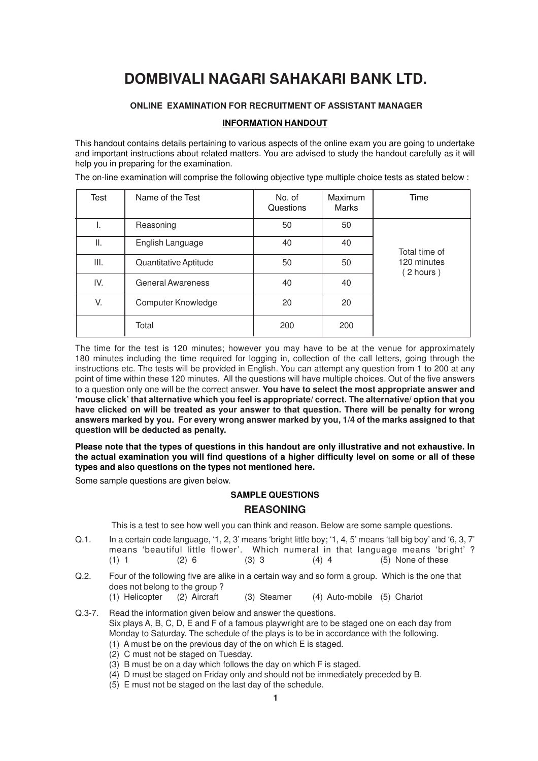# DOMBIVALI NAGARI SAHAKARI BANK LTD.

### ONLINE EXAMINATION FOR RECRUITMENT OF ASSISTANT MANAGER

### INFORMATION HANDOUT

This handout contains details pertaining to various aspects of the online exam you are going to undertake and important instructions about related matters. You are advised to study the handout carefully as it will help you in preparing for the examination.

The on-line examination will comprise the following objective type multiple choice tests as stated below :

| Test | Name of the Test | No. of Questions | Maximum Marks | Time |
|---|---|---|---|---|
| I. | Reasoning | 50 | 50 | Total time of 120 minutes ( 2 hours ) |
| II. | English Language | 40 | 40 | |
| III. | Quantitative Aptitude | 50 | 50 | |
| IV. | General Awareness | 40 | 40 | |
| V. | Computer Knowledge | 20 | 20 | |
| | Total | 200 | 200 | |

The time for the test is 120 minutes; however you may have to be at the venue for approximately 180 minutes including the time required for logging in, collection of the call letters, going through the instructions etc. The tests will be provided in English. You can attempt any question from 1 to 200 at any point of time within these 120 minutes. All the questions will have multiple choices. Out of the five answers to a question only one will be the correct answer. **You have to select the most appropriate answer and 'mouse click' that alternative which you feel is appropriate/ correct. The alternative/ option that you have clicked on will be treated as your answer to that question. There will be penalty for wrong answers marked by you. For every wrong answer marked by you, 1/4 of the marks assigned to that question will be deducted as penalty.**

**Please note that the types of questions in this handout are only illustrative and not exhaustive. In the actual examination you will find questions of a higher difficulty level on some or all of these types and also questions on the types not mentioned here.**

Some sample questions are given below.

### SAMPLE QUESTIONS

## REASONING

This is a test to see how well you can think and reason. Below are some sample questions.

Q.1. In a certain code language, '1, 2, 3' means 'bright little boy; '1, 4, 5' means 'tall big boy' and '6, 3, 7' means 'beautiful little flower'. Which numeral in that language means 'bright' ?
(1) 1 (2) 6 (3) 3 (4) 4 (5) None of these

Q.2. Four of the following five are alike in a certain way and so form a group. Which is the one that does not belong to the group ?
(1) Helicopter (2) Aircraft (3) Steamer (4) Auto-mobile (5) Chariot

Q.3-7. Read the information given below and answer the questions.
Six plays A, B, C, D, E and F of a famous playwright are to be staged one on each day from Monday to Saturday. The schedule of the plays is to be in accordance with the following.
(1) A must be on the previous day of the on which E is staged.
(2) C must not be staged on Tuesday.
(3) B must be on a day which follows the day on which F is staged.
(4) D must be staged on Friday only and should not be immediately preceded by B.
(5) E must not be staged on the last day of the schedule.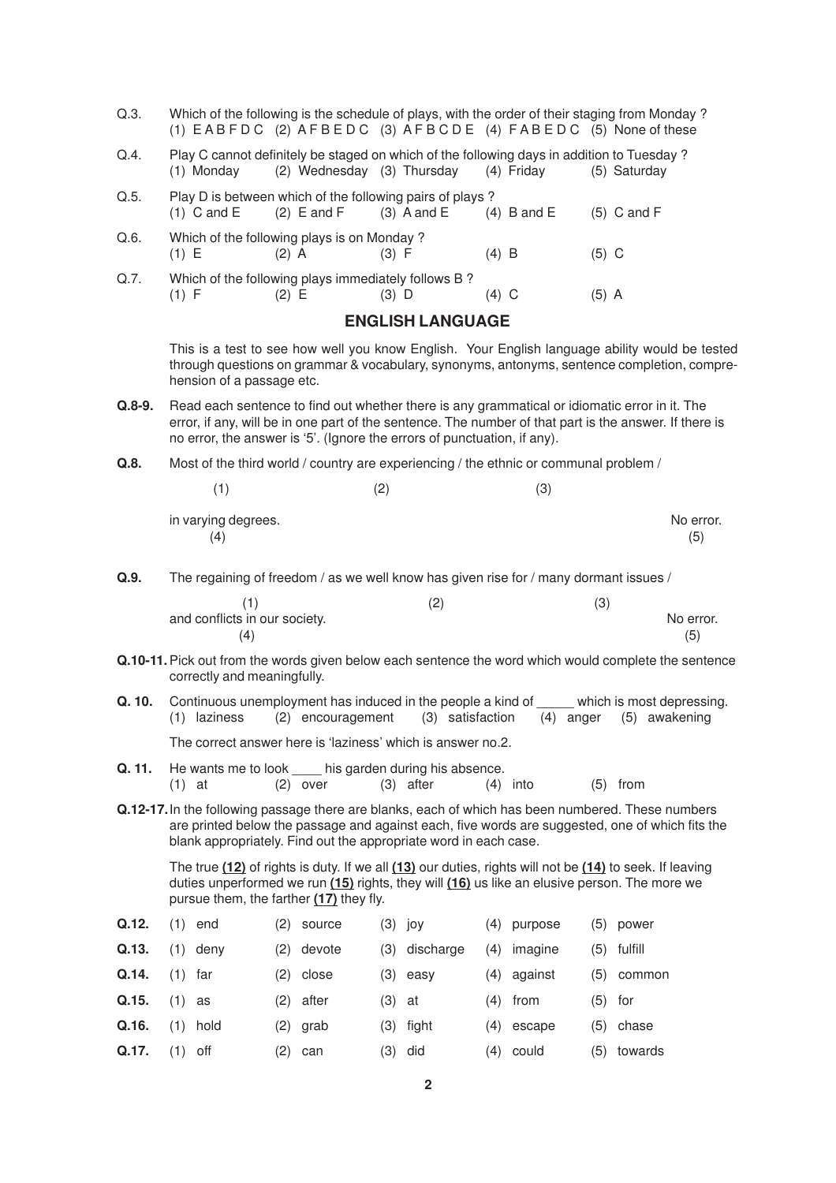Q.3. Which of the following is the schedule of plays, with the order of their staging from Monday ?
(1) E A B F D C (2) A F B E D C (3) A F B C D E (4) F A B E D C (5) None of these

Q.4. Play C cannot definitely be staged on which of the following days in addition to Tuesday ?
(1) Monday (2) Wednesday (3) Thursday (4) Friday (5) Saturday

Q.5. Play D is between which of the following pairs of plays ?
(1) C and E (2) E and F (3) A and E (4) B and E (5) C and F

Q.6. Which of the following plays is on Monday ?
(1) E (2) A (3) F (4) B (5) C

Q.7. Which of the following plays immediately follows B ?
(1) F (2) E (3) D (4) C (5) A

## ENGLISH LANGUAGE

This is a test to see how well you know English. Your English language ability would be tested through questions on grammar & vocabulary, synonyms, antonyms, sentence completion, comprehension of a passage etc.

**Q.8-9.** Read each sentence to find out whether there is any grammatical or idiomatic error in it. The error, if any, will be in one part of the sentence. The number of that part is the answer. If there is no error, the answer is '5'. (Ignore the errors of punctuation, if any).

**Q.8.** Most of the third world / country are experiencing / the ethnic or communal problem / in varying degrees. No error.
(1) (2) (3) (4) (5)

**Q.9.** The regaining of freedom / as we well know has given rise for / many dormant issues / and conflicts in our society. No error.
(1) (2) (3) (4) (5)

**Q.10-11.** Pick out from the words given below each sentence the word which would complete the sentence correctly and meaningfully.

**Q. 10.** Continuous unemployment has induced in the people a kind of _____ which is most depressing.
(1) laziness (2) encouragement (3) satisfaction (4) anger (5) awakening

The correct answer here is 'laziness' which is answer no.2.

**Q. 11.** He wants me to look ____ his garden during his absence.
(1) at (2) over (3) after (4) into (5) from

**Q.12-17.** In the following passage there are blanks, each of which has been numbered. These numbers are printed below the passage and against each, five words are suggested, one of which fits the blank appropriately. Find out the appropriate word in each case.

The true **(12)** of rights is duty. If we all **(13)** our duties, rights will not be **(14)** to seek. If leaving duties unperformed we run **(15)** rights, they will **(16)** us like an elusive person. The more we pursue them, the farther **(17)** they fly.

| | | | | | |
|---|---|---|---|---|---|
| **Q.12.** | (1) end | (2) source | (3) joy | (4) purpose | (5) power |
| **Q.13.** | (1) deny | (2) devote | (3) discharge | (4) imagine | (5) fulfill |
| **Q.14.** | (1) far | (2) close | (3) easy | (4) against | (5) common |
| **Q.15.** | (1) as | (2) after | (3) at | (4) from | (5) for |
| **Q.16.** | (1) hold | (2) grab | (3) fight | (4) escape | (5) chase |
| **Q.17.** | (1) off | (2) can | (3) did | (4) could | (5) towards |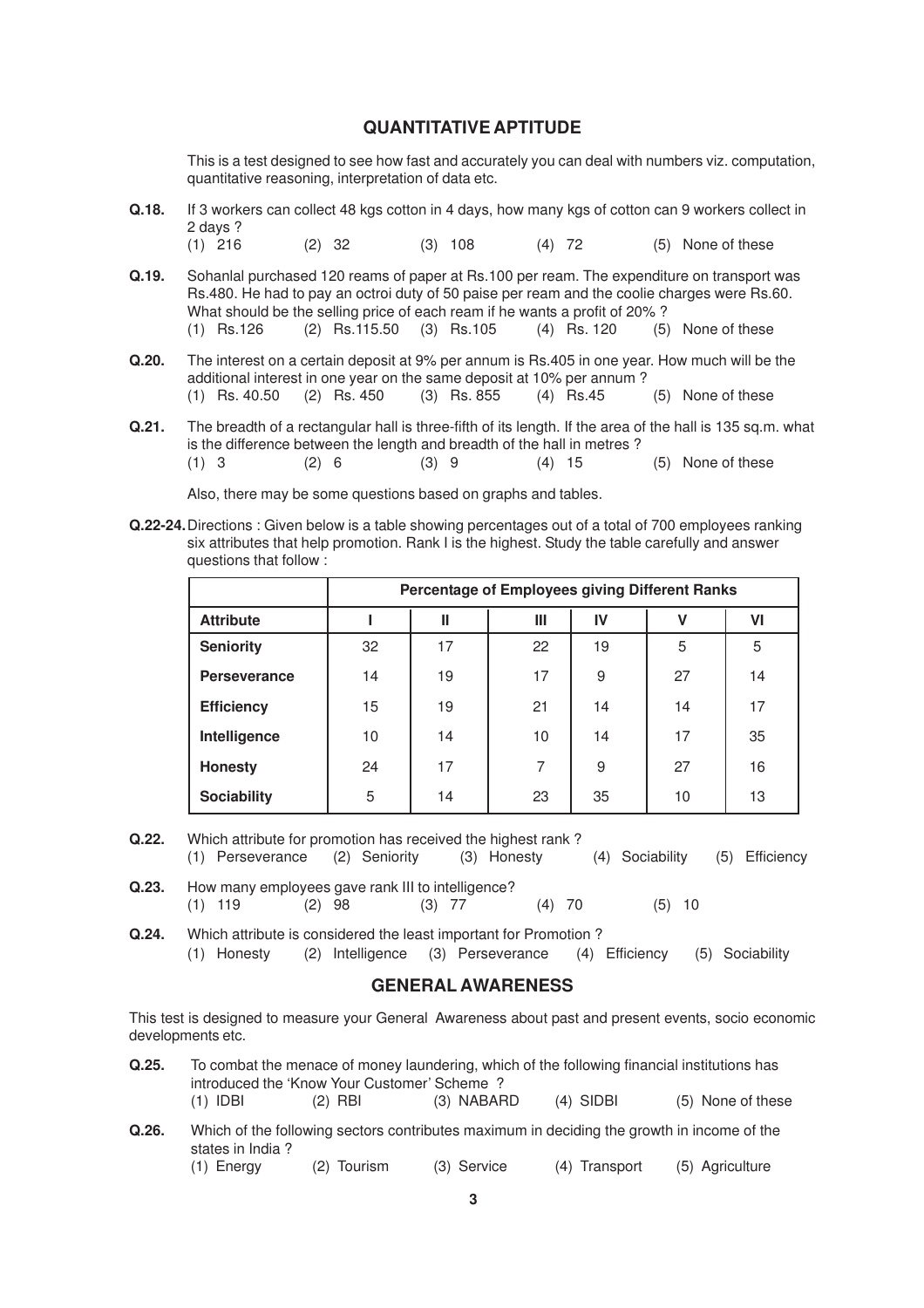## QUANTITATIVE APTITUDE

This is a test designed to see how fast and accurately you can deal with numbers viz. computation, quantitative reasoning, interpretation of data etc.

**Q.18.** If 3 workers can collect 48 kgs cotton in 4 days, how many kgs of cotton can 9 workers collect in 2 days ?

(1) 216 (2) 32 (3) 108 (4) 72 (5) None of these

**Q.19.** Sohanlal purchased 120 reams of paper at Rs.100 per ream. The expenditure on transport was Rs.480. He had to pay an octroi duty of 50 paise per ream and the coolie charges were Rs.60. What should be the selling price of each ream if he wants a profit of 20% ?

(1) Rs.126 (2) Rs.115.50 (3) Rs.105 (4) Rs. 120 (5) None of these

**Q.20.** The interest on a certain deposit at 9% per annum is Rs.405 in one year. How much will be the additional interest in one year on the same deposit at 10% per annum ?

(1) Rs. 40.50 (2) Rs. 450 (3) Rs. 855 (4) Rs.45 (5) None of these

**Q.21.** The breadth of a rectangular hall is three-fifth of its length. If the area of the hall is 135 sq.m. what is the difference between the length and breadth of the hall in metres ?

(1) 3 (2) 6 (3) 9 (4) 15 (5) None of these

Also, there may be some questions based on graphs and tables.

**Q.22-24.** Directions : Given below is a table showing percentages out of a total of 700 employees ranking six attributes that help promotion. Rank I is the highest. Study the table carefully and answer questions that follow :

| | Percentage of Employees giving Different Ranks | | | | | |
|---|---|---|---|---|---|---|
| **Attribute** | **I** | **II** | **III** | **IV** | **V** | **VI** |
| **Seniority** | 32 | 17 | 22 | 19 | 5 | 5 |
| **Perseverance** | 14 | 19 | 17 | 9 | 27 | 14 |
| **Efficiency** | 15 | 19 | 21 | 14 | 14 | 17 |
| **Intelligence** | 10 | 14 | 10 | 14 | 17 | 35 |
| **Honesty** | 24 | 17 | 7 | 9 | 27 | 16 |
| **Sociability** | 5 | 14 | 23 | 35 | 10 | 13 |

**Q.22.** Which attribute for promotion has received the highest rank ?

(1) Perseverance (2) Seniority (3) Honesty (4) Sociability (5) Efficiency

**Q.23.** How many employees gave rank III to intelligence?

(1) 119 (2) 98 (3) 77 (4) 70 (5) 10

**Q.24.** Which attribute is considered the least important for Promotion ?

(1) Honesty (2) Intelligence (3) Perseverance (4) Efficiency (5) Sociability

## GENERAL AWARENESS

This test is designed to measure your General Awareness about past and present events, socio economic developments etc.

**Q.25.** To combat the menace of money laundering, which of the following financial institutions has introduced the 'Know Your Customer' Scheme ?

(1) IDBI (2) RBI (3) NABARD (4) SIDBI (5) None of these

**Q.26.** Which of the following sectors contributes maximum in deciding the growth in income of the states in India ?

(1) Energy (2) Tourism (3) Service (4) Transport (5) Agriculture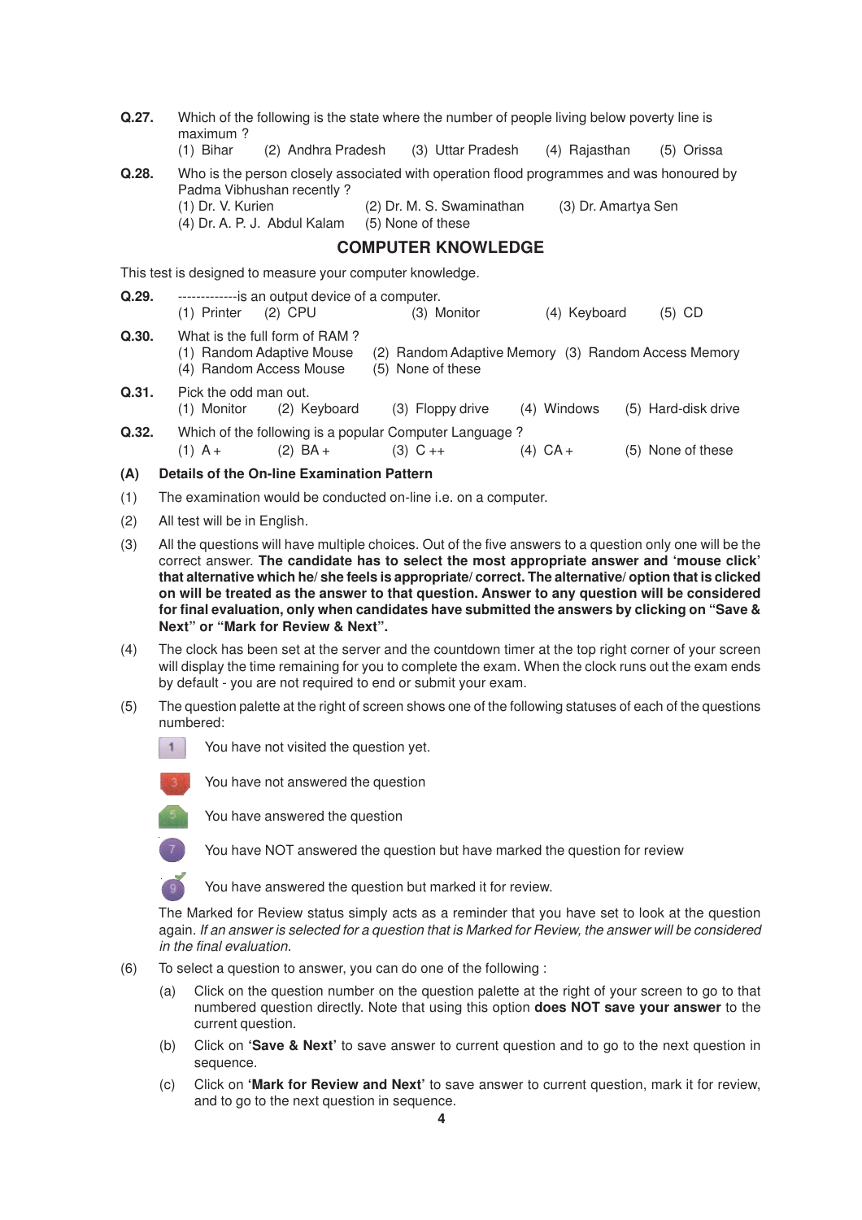**Q.27.** Which of the following is the state where the number of people living below poverty line is maximum ?

(1) Bihar (2) Andhra Pradesh (3) Uttar Pradesh (4) Rajasthan (5) Orissa

**Q.28.** Who is the person closely associated with operation flood programmes and was honoured by Padma Vibhushan recently ?

(1) Dr. V. Kurien (2) Dr. M. S. Swaminathan (3) Dr. Amartya Sen
(4) Dr. A. P. J. Abdul Kalam (5) None of these

## COMPUTER KNOWLEDGE

This test is designed to measure your computer knowledge.

**Q.29.** -------------is an output device of a computer.

(1) Printer (2) CPU (3) Monitor (4) Keyboard (5) CD

**Q.30.** What is the full form of RAM ?

(1) Random Adaptive Mouse (2) Random Adaptive Memory (3) Random Access Memory
(4) Random Access Mouse (5) None of these

**Q.31.** Pick the odd man out.

(1) Monitor (2) Keyboard (3) Floppy drive (4) Windows (5) Hard-disk drive

**Q.32.** Which of the following is a popular Computer Language ?

(1) A + (2) BA + (3) C ++ (4) CA + (5) None of these

**(A) Details of the On-line Examination Pattern**

(1) The examination would be conducted on-line i.e. on a computer.

(2) All test will be in English.

(3) All the questions will have multiple choices. Out of the five answers to a question only one will be the correct answer. **The candidate has to select the most appropriate answer and 'mouse click' that alternative which he/ she feels is appropriate/ correct. The alternative/ option that is clicked on will be treated as the answer to that question. Answer to any question will be considered for final evaluation, only when candidates have submitted the answers by clicking on "Save & Next" or "Mark for Review & Next".**

(4) The clock has been set at the server and the countdown timer at the top right corner of your screen will display the time remaining for you to complete the exam. When the clock runs out the exam ends by default - you are not required to end or submit your exam.

(5) The question palette at the right of screen shows one of the following statuses of each of the questions numbered:

- 1 — You have not visited the question yet.
- 3 — You have not answered the question
- 5 — You have answered the question
- 7 — You have NOT answered the question but have marked the question for review
- 9 — You have answered the question but marked it for review.

The Marked for Review status simply acts as a reminder that you have set to look at the question again. *If an answer is selected for a question that is Marked for Review, the answer will be considered in the final evaluation.*

(6) To select a question to answer, you can do one of the following :

(a) Click on the question number on the question palette at the right of your screen to go to that numbered question directly. Note that using this option **does NOT save your answer** to the current question.

(b) Click on **'Save & Next'** to save answer to current question and to go to the next question in sequence.

(c) Click on **'Mark for Review and Next'** to save answer to current question, mark it for review, and to go to the next question in sequence.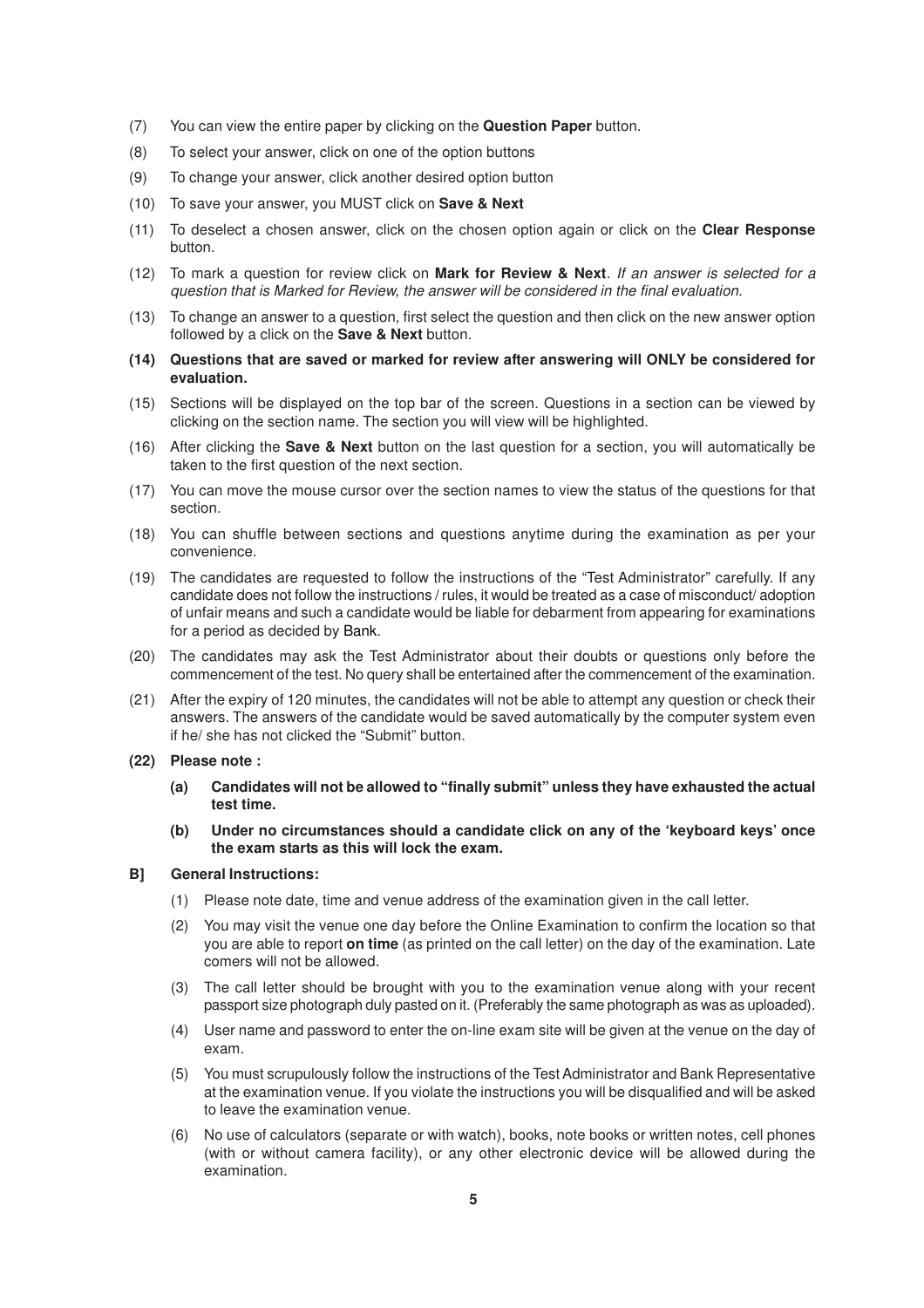(7) You can view the entire paper by clicking on the **Question Paper** button.

(8) To select your answer, click on one of the option buttons

(9) To change your answer, click another desired option button

(10) To save your answer, you MUST click on **Save & Next**

(11) To deselect a chosen answer, click on the chosen option again or click on the **Clear Response** button.

(12) To mark a question for review click on **Mark for Review & Next**. *If an answer is selected for a question that is Marked for Review, the answer will be considered in the final evaluation.*

(13) To change an answer to a question, first select the question and then click on the new answer option followed by a click on the **Save & Next** button.

**(14) Questions that are saved or marked for review after answering will ONLY be considered for evaluation.**

(15) Sections will be displayed on the top bar of the screen. Questions in a section can be viewed by clicking on the section name. The section you will view will be highlighted.

(16) After clicking the **Save & Next** button on the last question for a section, you will automatically be taken to the first question of the next section.

(17) You can move the mouse cursor over the section names to view the status of the questions for that section.

(18) You can shuffle between sections and questions anytime during the examination as per your convenience.

(19) The candidates are requested to follow the instructions of the "Test Administrator" carefully. If any candidate does not follow the instructions / rules, it would be treated as a case of misconduct/ adoption of unfair means and such a candidate would be liable for debarment from appearing for examinations for a period as decided by Bank.

(20) The candidates may ask the Test Administrator about their doubts or questions only before the commencement of the test. No query shall be entertained after the commencement of the examination.

(21) After the expiry of 120 minutes, the candidates will not be able to attempt any question or check their answers. The answers of the candidate would be saved automatically by the computer system even if he/ she has not clicked the "Submit" button.

**(22) Please note :**

**(a) Candidates will not be allowed to "finally submit" unless they have exhausted the actual test time.**

**(b) Under no circumstances should a candidate click on any of the 'keyboard keys' once the exam starts as this will lock the exam.**

**B] General Instructions:**

(1) Please note date, time and venue address of the examination given in the call letter.

(2) You may visit the venue one day before the Online Examination to confirm the location so that you are able to report **on time** (as printed on the call letter) on the day of the examination. Late comers will not be allowed.

(3) The call letter should be brought with you to the examination venue along with your recent passport size photograph duly pasted on it. (Preferably the same photograph as was as uploaded).

(4) User name and password to enter the on-line exam site will be given at the venue on the day of exam.

(5) You must scrupulously follow the instructions of the Test Administrator and Bank Representative at the examination venue. If you violate the instructions you will be disqualified and will be asked to leave the examination venue.

(6) No use of calculators (separate or with watch), books, note books or written notes, cell phones (with or without camera facility), or any other electronic device will be allowed during the examination.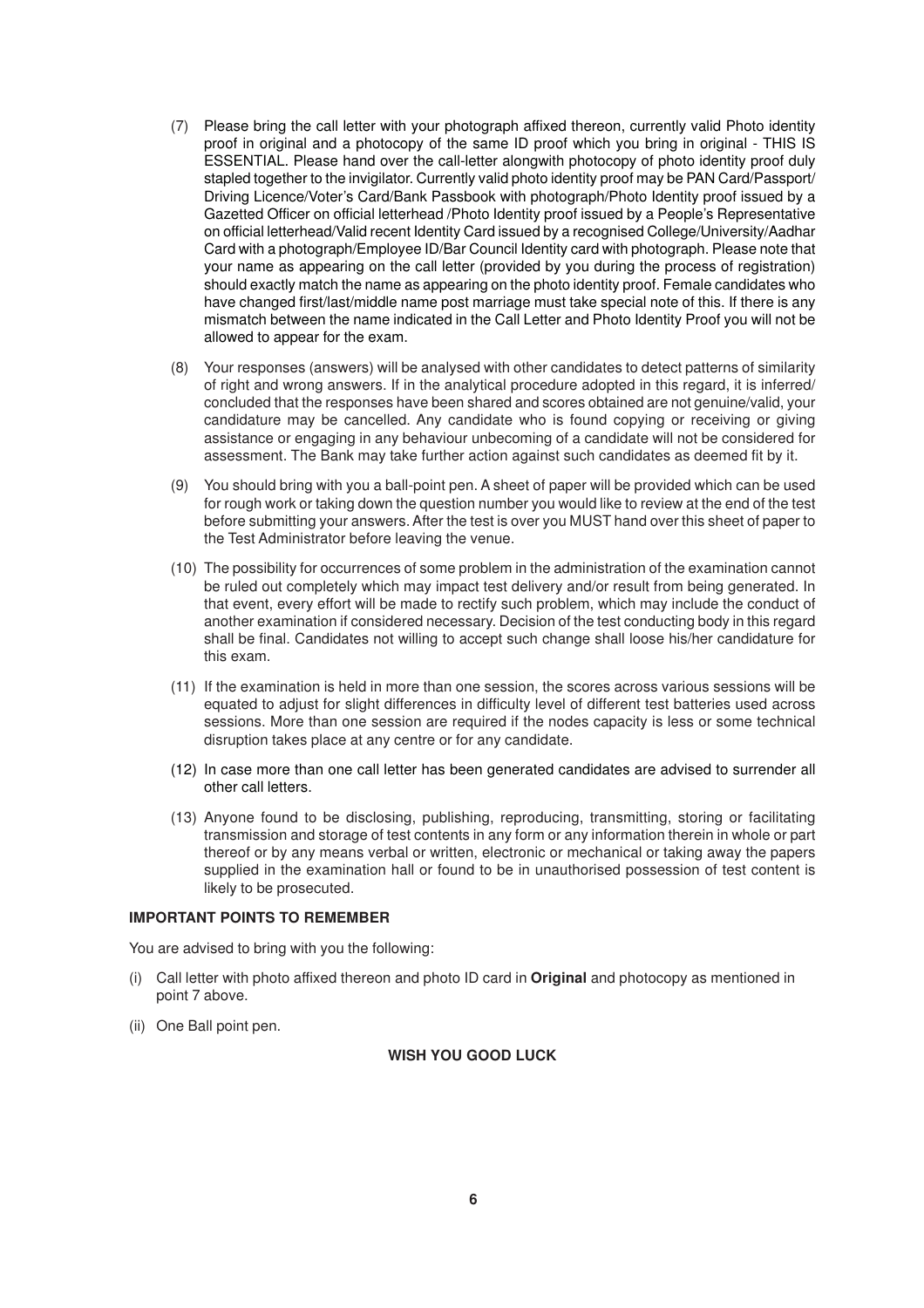(7) Please bring the call letter with your photograph affixed thereon, currently valid Photo identity proof in original and a photocopy of the same ID proof which you bring in original - THIS IS ESSENTIAL. Please hand over the call-letter alongwith photocopy of photo identity proof duly stapled together to the invigilator. Currently valid photo identity proof may be PAN Card/Passport/ Driving Licence/Voter's Card/Bank Passbook with photograph/Photo Identity proof issued by a Gazetted Officer on official letterhead /Photo Identity proof issued by a People's Representative on official letterhead/Valid recent Identity Card issued by a recognised College/University/Aadhar Card with a photograph/Employee ID/Bar Council Identity card with photograph. Please note that your name as appearing on the call letter (provided by you during the process of registration) should exactly match the name as appearing on the photo identity proof. Female candidates who have changed first/last/middle name post marriage must take special note of this. If there is any mismatch between the name indicated in the Call Letter and Photo Identity Proof you will not be allowed to appear for the exam.

(8) Your responses (answers) will be analysed with other candidates to detect patterns of similarity of right and wrong answers. If in the analytical procedure adopted in this regard, it is inferred/ concluded that the responses have been shared and scores obtained are not genuine/valid, your candidature may be cancelled. Any candidate who is found copying or receiving or giving assistance or engaging in any behaviour unbecoming of a candidate will not be considered for assessment. The Bank may take further action against such candidates as deemed fit by it.

(9) You should bring with you a ball-point pen. A sheet of paper will be provided which can be used for rough work or taking down the question number you would like to review at the end of the test before submitting your answers. After the test is over you MUST hand over this sheet of paper to the Test Administrator before leaving the venue.

(10) The possibility for occurrences of some problem in the administration of the examination cannot be ruled out completely which may impact test delivery and/or result from being generated. In that event, every effort will be made to rectify such problem, which may include the conduct of another examination if considered necessary. Decision of the test conducting body in this regard shall be final. Candidates not willing to accept such change shall loose his/her candidature for this exam.

(11) If the examination is held in more than one session, the scores across various sessions will be equated to adjust for slight differences in difficulty level of different test batteries used across sessions. More than one session are required if the nodes capacity is less or some technical disruption takes place at any centre or for any candidate.

(12) In case more than one call letter has been generated candidates are advised to surrender all other call letters.

(13) Anyone found to be disclosing, publishing, reproducing, transmitting, storing or facilitating transmission and storage of test contents in any form or any information therein in whole or part thereof or by any means verbal or written, electronic or mechanical or taking away the papers supplied in the examination hall or found to be in unauthorised possession of test content is likely to be prosecuted.

**IMPORTANT POINTS TO REMEMBER**

You are advised to bring with you the following:

(i) Call letter with photo affixed thereon and photo ID card in **Original** and photocopy as mentioned in point 7 above.

(ii) One Ball point pen.

**WISH YOU GOOD LUCK**